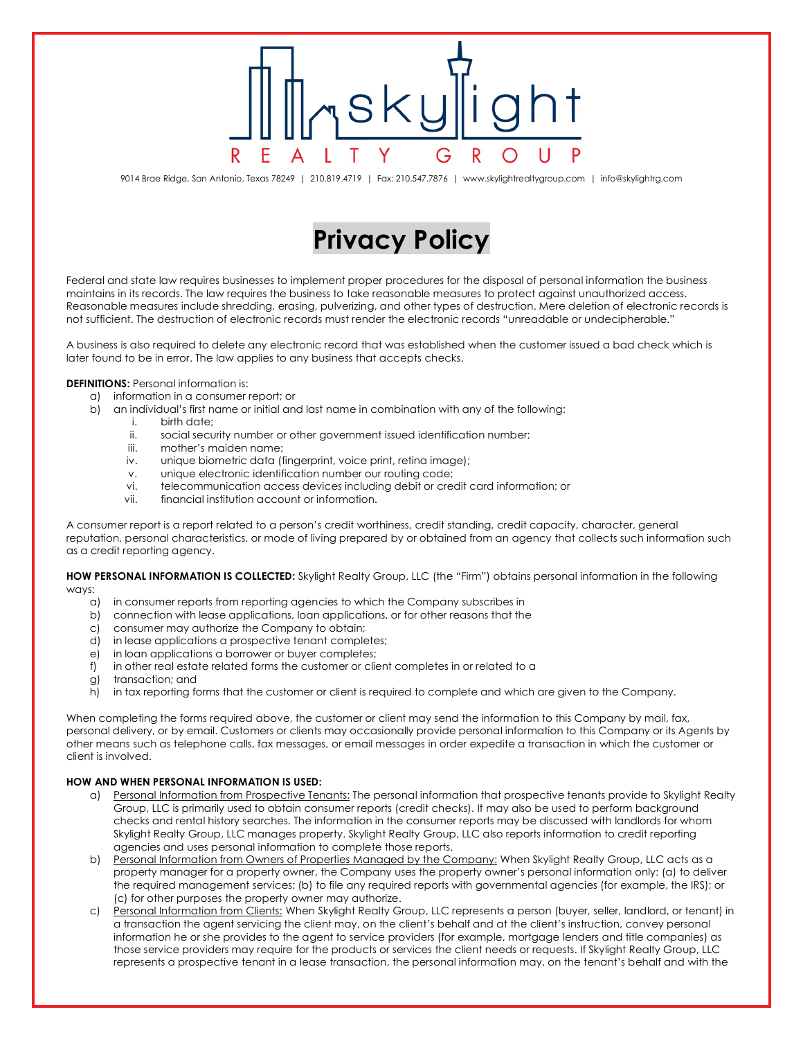# skylight REALTY GROUP

9014 Brae Ridge, San Antonio, Texas 78249 | 210.819.4719 | Fax: 210.547.7876 | www.skylightrealtygroup.com | info@skylightrg.com

# Privacy Policy

Federal and state law requires businesses to implement proper procedures for the disposal of personal information the business maintains in its records. The law requires the business to take reasonable measures to protect against unauthorized access. Reasonable measures include shredding, erasing, pulverizing, and other types of destruction. Mere deletion of electronic records is not sufficient. The destruction of electronic records must render the electronic records "unreadable or undecipherable."

A business is also required to delete any electronic record that was established when the customer issued a bad check which is later found to be in error. The law applies to any business that accepts checks.

**DEFINITIONS:** Personal information is:

a) information in a consumer report; or
b) an individual's first name or initial and last name in combination with any of the following:
   i. birth date;
   ii. social security number or other government issued identification number;
   iii. mother's maiden name;
   iv. unique biometric data (fingerprint, voice print, retina image);
   v. unique electronic identification number our routing code;
   vi. telecommunication access devices including debit or credit card information; or
   vii. financial institution account or information.

A consumer report is a report related to a person's credit worthiness, credit standing, credit capacity, character, general reputation, personal characteristics, or mode of living prepared by or obtained from an agency that collects such information such as a credit reporting agency.

**HOW PERSONAL INFORMATION IS COLLECTED:** Skylight Realty Group, LLC (the "Firm") obtains personal information in the following ways:

a) in consumer reports from reporting agencies to which the Company subscribes in
b) connection with lease applications, loan applications, or for other reasons that the
c) consumer may authorize the Company to obtain;
d) in lease applications a prospective tenant completes;
e) in loan applications a borrower or buyer completes;
f) in other real estate related forms the customer or client completes in or related to a
g) transaction; and
h) in tax reporting forms that the customer or client is required to complete and which are given to the Company.

When completing the forms required above, the customer or client may send the information to this Company by mail, fax, personal delivery, or by email. Customers or clients may occasionally provide personal information to this Company or its Agents by other means such as telephone calls, fax messages, or email messages in order expedite a transaction in which the customer or client is involved.

**HOW AND WHEN PERSONAL INFORMATION IS USED:**

a) Personal Information from Prospective Tenants: The personal information that prospective tenants provide to Skylight Realty Group, LLC is primarily used to obtain consumer reports (credit checks). It may also be used to perform background checks and rental history searches. The information in the consumer reports may be discussed with landlords for whom Skylight Realty Group, LLC manages property. Skylight Realty Group, LLC also reports information to credit reporting agencies and uses personal information to complete those reports.
b) Personal Information from Owners of Properties Managed by the Company: When Skylight Realty Group, LLC acts as a property manager for a property owner, the Company uses the property owner's personal information only: (a) to deliver the required management services; (b) to file any required reports with governmental agencies (for example, the IRS); or (c) for other purposes the property owner may authorize.
c) Personal Information from Clients: When Skylight Realty Group, LLC represents a person (buyer, seller, landlord, or tenant) in a transaction the agent servicing the client may, on the client's behalf and at the client's instruction, convey personal information he or she provides to the agent to service providers (for example, mortgage lenders and title companies) as those service providers may require for the products or services the client needs or requests. If Skylight Realty Group, LLC represents a prospective tenant in a lease transaction, the personal information may, on the tenant's behalf and with the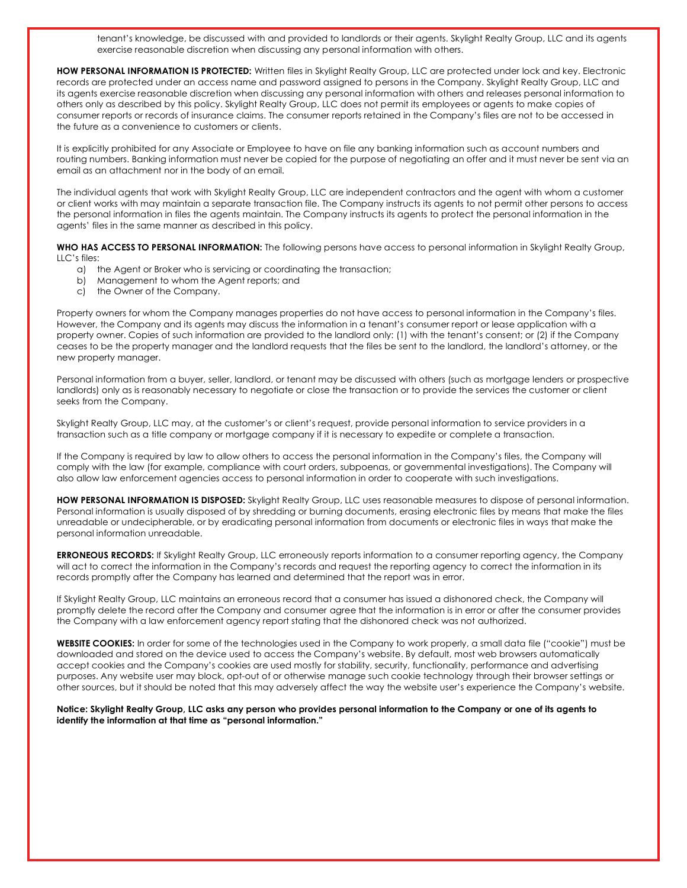tenant's knowledge, be discussed with and provided to landlords or their agents. Skylight Realty Group, LLC and its agents exercise reasonable discretion when discussing any personal information with others.

**HOW PERSONAL INFORMATION IS PROTECTED:** Written files in Skylight Realty Group, LLC are protected under lock and key. Electronic records are protected under an access name and password assigned to persons in the Company. Skylight Realty Group, LLC and its agents exercise reasonable discretion when discussing any personal information with others and releases personal information to others only as described by this policy. Skylight Realty Group, LLC does not permit its employees or agents to make copies of consumer reports or records of insurance claims. The consumer reports retained in the Company's files are not to be accessed in the future as a convenience to customers or clients.

It is explicitly prohibited for any Associate or Employee to have on file any banking information such as account numbers and routing numbers. Banking information must never be copied for the purpose of negotiating an offer and it must never be sent via an email as an attachment nor in the body of an email.

The individual agents that work with Skylight Realty Group, LLC are independent contractors and the agent with whom a customer or client works with may maintain a separate transaction file. The Company instructs its agents to not permit other persons to access the personal information in files the agents maintain. The Company instructs its agents to protect the personal information in the agents' files in the same manner as described in this policy.

**WHO HAS ACCESS TO PERSONAL INFORMATION:** The following persons have access to personal information in Skylight Realty Group, LLC's files:

a) the Agent or Broker who is servicing or coordinating the transaction;
b) Management to whom the Agent reports; and
c) the Owner of the Company.

Property owners for whom the Company manages properties do not have access to personal information in the Company's files. However, the Company and its agents may discuss the information in a tenant's consumer report or lease application with a property owner. Copies of such information are provided to the landlord only: (1) with the tenant's consent; or (2) if the Company ceases to be the property manager and the landlord requests that the files be sent to the landlord, the landlord's attorney, or the new property manager.

Personal information from a buyer, seller, landlord, or tenant may be discussed with others (such as mortgage lenders or prospective landlords) only as is reasonably necessary to negotiate or close the transaction or to provide the services the customer or client seeks from the Company.

Skylight Realty Group, LLC may, at the customer's or client's request, provide personal information to service providers in a transaction such as a title company or mortgage company if it is necessary to expedite or complete a transaction.

If the Company is required by law to allow others to access the personal information in the Company's files, the Company will comply with the law (for example, compliance with court orders, subpoenas, or governmental investigations). The Company will also allow law enforcement agencies access to personal information in order to cooperate with such investigations.

**HOW PERSONAL INFORMATION IS DISPOSED:** Skylight Realty Group, LLC uses reasonable measures to dispose of personal information. Personal information is usually disposed of by shredding or burning documents, erasing electronic files by means that make the files unreadable or undecipherable, or by eradicating personal information from documents or electronic files in ways that make the personal information unreadable.

**ERRONEOUS RECORDS:** If Skylight Realty Group, LLC erroneously reports information to a consumer reporting agency, the Company will act to correct the information in the Company's records and request the reporting agency to correct the information in its records promptly after the Company has learned and determined that the report was in error.

If Skylight Realty Group, LLC maintains an erroneous record that a consumer has issued a dishonored check, the Company will promptly delete the record after the Company and consumer agree that the information is in error or after the consumer provides the Company with a law enforcement agency report stating that the dishonored check was not authorized.

**WEBSITE COOKIES:** In order for some of the technologies used in the Company to work properly, a small data file ("cookie") must be downloaded and stored on the device used to access the Company's website. By default, most web browsers automatically accept cookies and the Company's cookies are used mostly for stability, security, functionality, performance and advertising purposes. Any website user may block, opt-out of or otherwise manage such cookie technology through their browser settings or other sources, but it should be noted that this may adversely affect the way the website user's experience the Company's website.

**Notice: Skylight Realty Group, LLC asks any person who provides personal information to the Company or one of its agents to identify the information at that time as "personal information."**